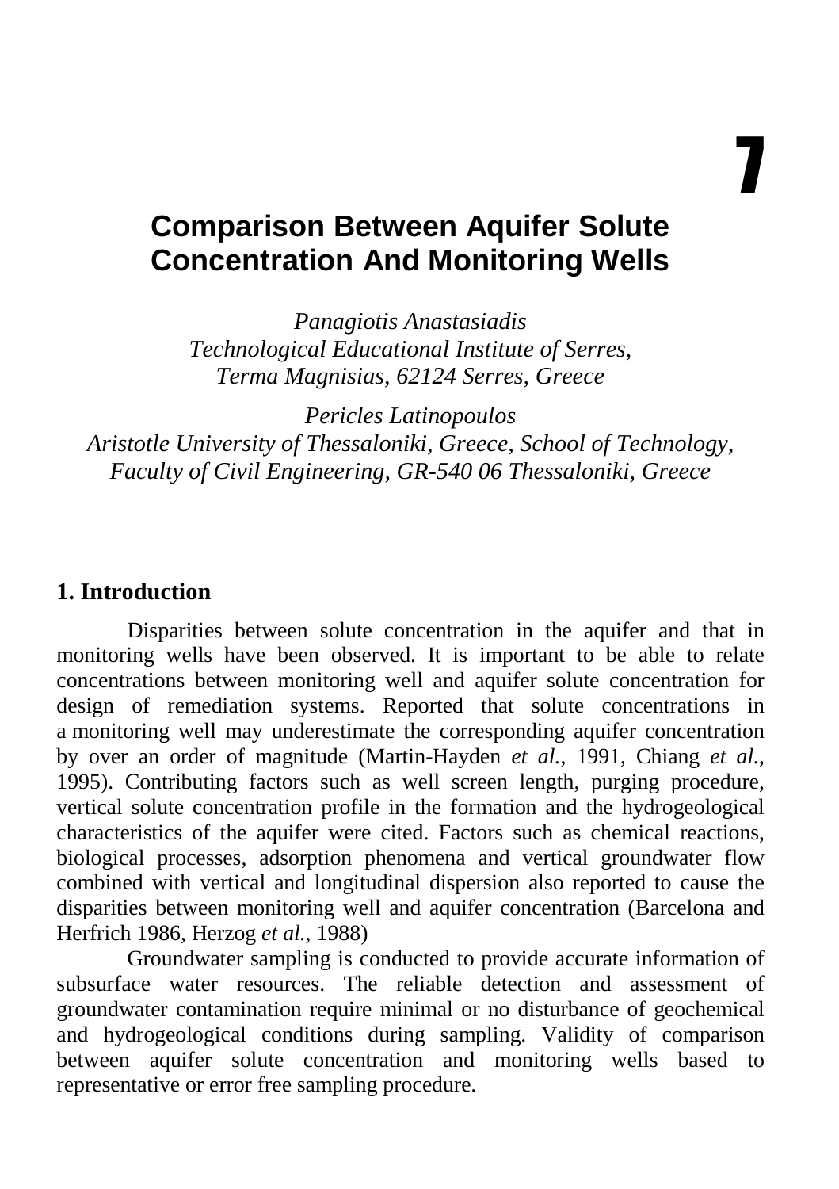7

# Comparison Between Aquifer Solute Concentration And Monitoring Wells

*Panagiotis Anastasiadis*
*Technological Educational Institute of Serres,*
*Terma Magnisias, 62124 Serres, Greece*

*Pericles Latinopoulos*
*Aristotle University of Thessaloniki, Greece, School of Technology,*
*Faculty of Civil Engineering, GR-540 06 Thessaloniki, Greece*

## 1. Introduction

Disparities between solute concentration in the aquifer and that in monitoring wells have been observed. It is important to be able to relate concentrations between monitoring well and aquifer solute concentration for design of remediation systems. Reported that solute concentrations in a monitoring well may underestimate the corresponding aquifer concentration by over an order of magnitude (Martin-Hayden *et al.*, 1991, Chiang *et al.*, 1995). Contributing factors such as well screen length, purging procedure, vertical solute concentration profile in the formation and the hydrogeological characteristics of the aquifer were cited. Factors such as chemical reactions, biological processes, adsorption phenomena and vertical groundwater flow combined with vertical and longitudinal dispersion also reported to cause the disparities between monitoring well and aquifer concentration (Barcelona and Herfrich 1986, Herzog *et al.*, 1988)

Groundwater sampling is conducted to provide accurate information of subsurface water resources. The reliable detection and assessment of groundwater contamination require minimal or no disturbance of geochemical and hydrogeological conditions during sampling. Validity of comparison between aquifer solute concentration and monitoring wells based to representative or error free sampling procedure.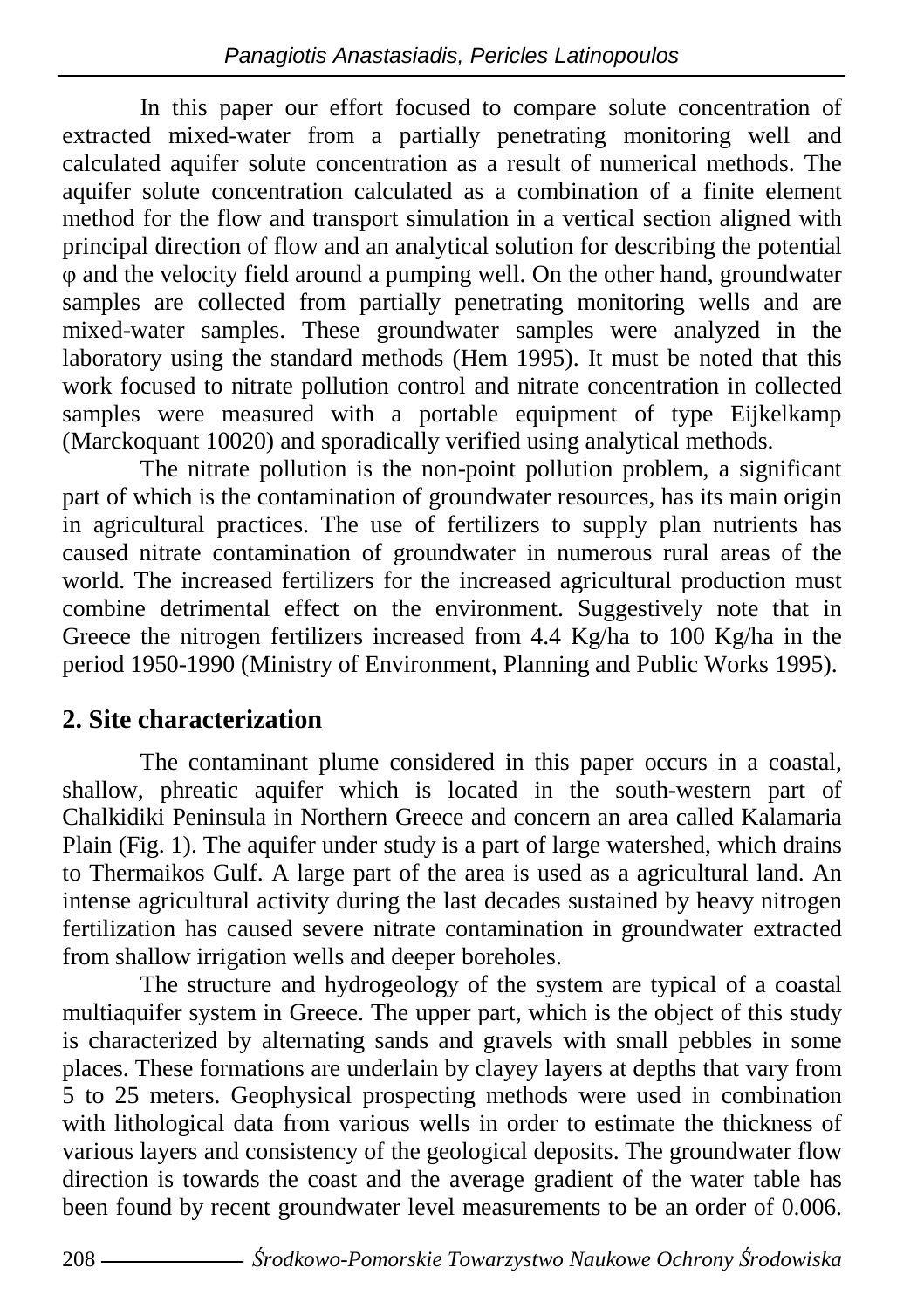In this paper our effort focused to compare solute concentration of extracted mixed-water from a partially penetrating monitoring well and calculated aquifer solute concentration as a result of numerical methods. The aquifer solute concentration calculated as a combination of a finite element method for the flow and transport simulation in a vertical section aligned with principal direction of flow and an analytical solution for describing the potential $\varphi$ and the velocity field around a pumping well. On the other hand, groundwater samples are collected from partially penetrating monitoring wells and are mixed-water samples. These groundwater samples were analyzed in the laboratory using the standard methods (Hem 1995). It must be noted that this work focused to nitrate pollution control and nitrate concentration in collected samples were measured with a portable equipment of type Eijkelkamp (Marckoquant 10020) and sporadically verified using analytical methods.

The nitrate pollution is the non-point pollution problem, a significant part of which is the contamination of groundwater resources, has its main origin in agricultural practices. The use of fertilizers to supply plan nutrients has caused nitrate contamination of groundwater in numerous rural areas of the world. The increased fertilizers for the increased agricultural production must combine detrimental effect on the environment. Suggestively note that in Greece the nitrogen fertilizers increased from 4.4 Kg/ha to 100 Kg/ha in the period 1950-1990 (Ministry of Environment, Planning and Public Works 1995).

## 2. Site characterization

The contaminant plume considered in this paper occurs in a coastal, shallow, phreatic aquifer which is located in the south-western part of Chalkidiki Peninsula in Northern Greece and concern an area called Kalamaria Plain (Fig. 1). The aquifer under study is a part of large watershed, which drains to Thermaikos Gulf. A large part of the area is used as a agricultural land. An intense agricultural activity during the last decades sustained by heavy nitrogen fertilization has caused severe nitrate contamination in groundwater extracted from shallow irrigation wells and deeper boreholes.

The structure and hydrogeology of the system are typical of a coastal multiaquifer system in Greece. The upper part, which is the object of this study is characterized by alternating sands and gravels with small pebbles in some places. These formations are underlain by clayey layers at depths that vary from 5 to 25 meters. Geophysical prospecting methods were used in combination with lithological data from various wells in order to estimate the thickness of various layers and consistency of the geological deposits. The groundwater flow direction is towards the coast and the average gradient of the water table has been found by recent groundwater level measurements to be an order of 0.006.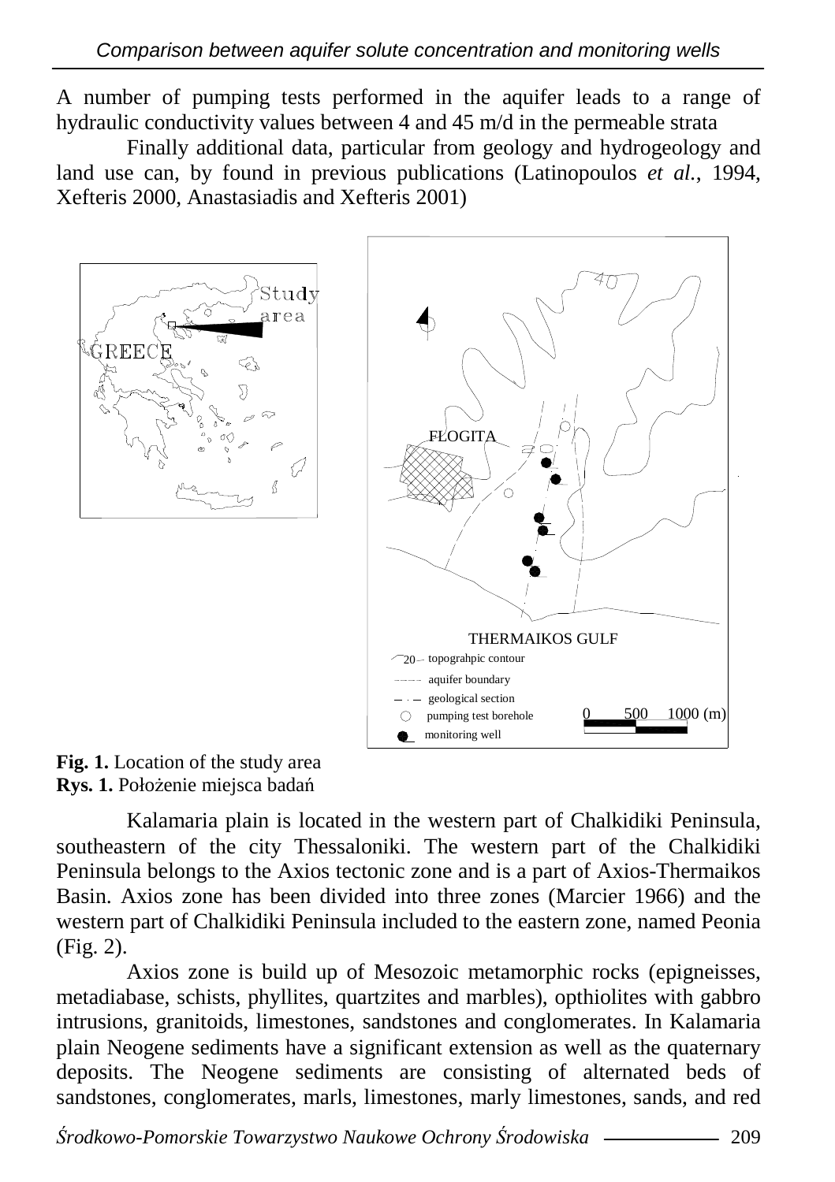A number of pumping tests performed in the aquifer leads to a range of hydraulic conductivity values between 4 and 45 m/d in the permeable strata

Finally additional data, particular from geology and hydrogeology and land use can, by found in previous publications (Latinopoulos *et al.*, 1994, Xefteris 2000, Anastasiadis and Xefteris 2001)

**Fig. 1.** Location of the study area
**Rys. 1.** Położenie miejsca badań

Kalamaria plain is located in the western part of Chalkidiki Peninsula, southeastern of the city Thessaloniki. The western part of the Chalkidiki Peninsula belongs to the Axios tectonic zone and is a part of Axios-Thermaikos Basin. Axios zone has been divided into three zones (Marcier 1966) and the western part of Chalkidiki Peninsula included to the eastern zone, named Peonia (Fig. 2).

Axios zone is build up of Mesozoic metamorphic rocks (epigneisses, metadiabase, schists, phyllites, quartzites and marbles), opthiolites with gabbro intrusions, granitoids, limestones, sandstones and conglomerates. In Kalamaria plain Neogene sediments have a significant extension as well as the quaternary deposits. The Neogene sediments are consisting of alternated beds of sandstones, conglomerates, marls, limestones, marly limestones, sands, and red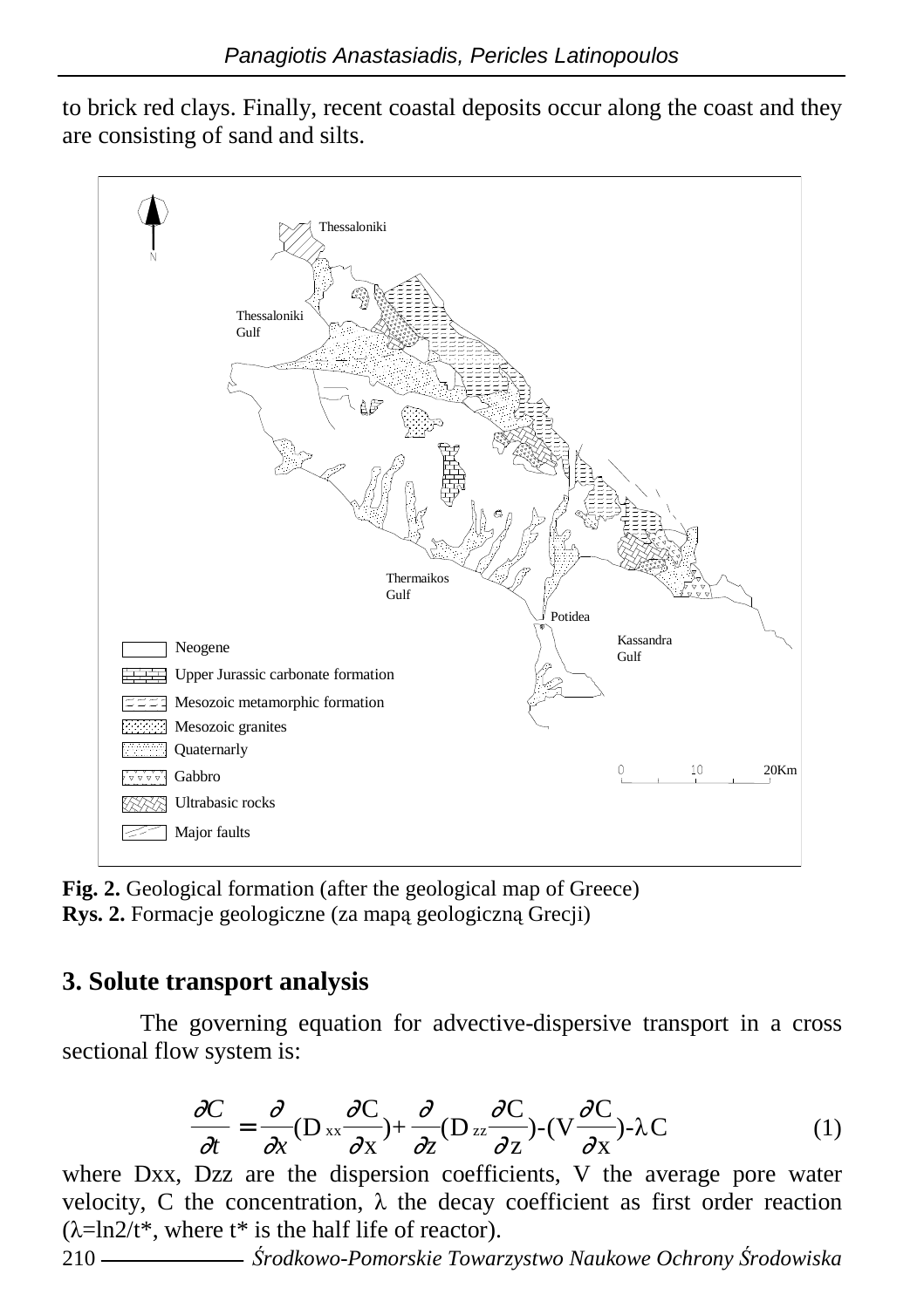to brick red clays. Finally, recent coastal deposits occur along the coast and they are consisting of sand and silts.

**Fig. 2.** Geological formation (after the geological map of Greece)
**Rys. 2.** Formacje geologiczne (za mapą geologiczną Grecji)

## 3. Solute transport analysis

The governing equation for advective-dispersive transport in a cross sectional flow system is:

$$\frac{\partial C}{\partial t} = \frac{\partial}{\partial x}(D_{xx}\frac{\partial C}{\partial x}) + \frac{\partial}{\partial z}(D_{zz}\frac{\partial C}{\partial z}) - (V\frac{\partial C}{\partial x}) - \lambda C \tag{1}$$

where Dxx, Dzz are the dispersion coefficients, V the average pore water velocity, C the concentration, $\lambda$ the decay coefficient as first order reaction ($\lambda = \ln 2/t^*$, where t* is the half life of reactor).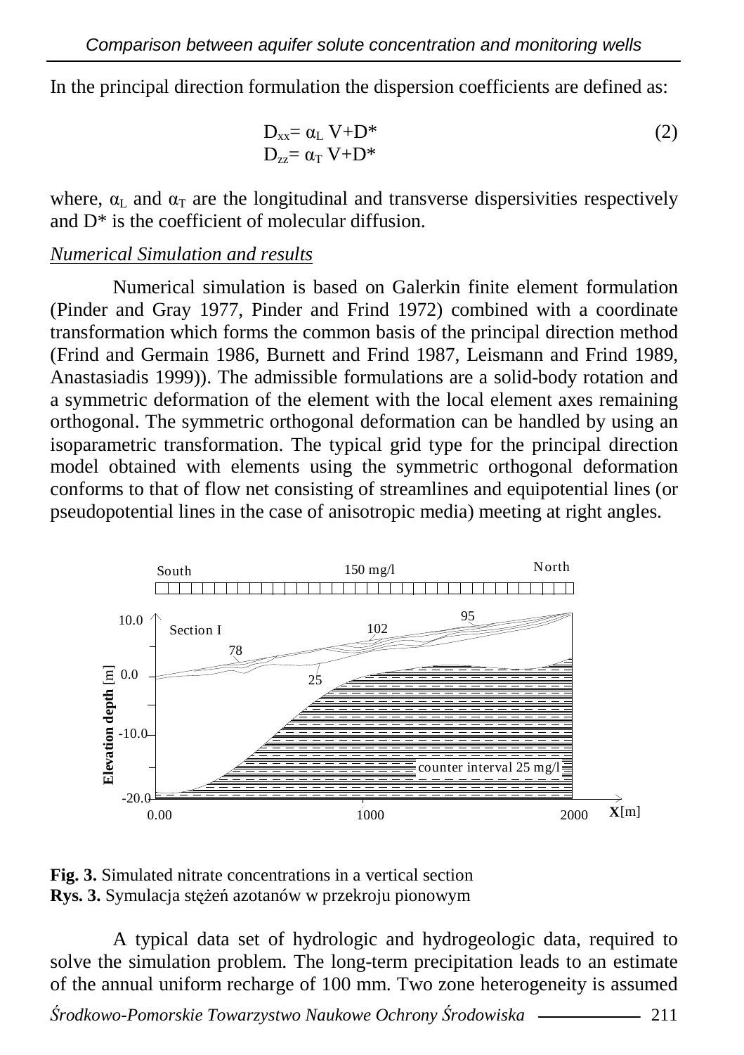In the principal direction formulation the dispersion coefficients are defined as:

$$D_{xx}= \alpha_L V+D^* \qquad (2)$$
$$D_{zz}= \alpha_T V+D^*$$

where, $\alpha_L$ and $\alpha_T$ are the longitudinal and transverse dispersivities respectively and D* is the coefficient of molecular diffusion.

*Numerical Simulation and results*

Numerical simulation is based on Galerkin finite element formulation (Pinder and Gray 1977, Pinder and Frind 1972) combined with a coordinate transformation which forms the common basis of the principal direction method (Frind and Germain 1986, Burnett and Frind 1987, Leismann and Frind 1989, Anastasiadis 1999)). The admissible formulations are a solid-body rotation and a symmetric deformation of the element with the local element axes remaining orthogonal. The symmetric orthogonal deformation can be handled by using an isoparametric transformation. The typical grid type for the principal direction model obtained with elements using the symmetric orthogonal deformation conforms to that of flow net consisting of streamlines and equipotential lines (or pseudopotential lines in the case of anisotropic media) meeting at right angles.

**Fig. 3.** Simulated nitrate concentrations in a vertical section
**Rys. 3.** Symulacja stężeń azotanów w przekroju pionowym

A typical data set of hydrologic and hydrogeologic data, required to solve the simulation problem. The long-term precipitation leads to an estimate of the annual uniform recharge of 100 mm. Two zone heterogeneity is assumed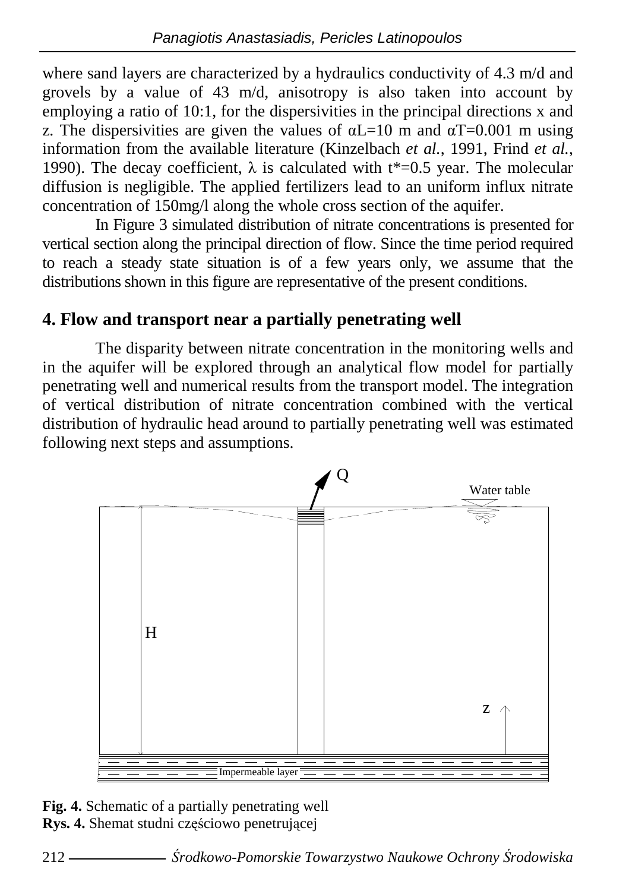where sand layers are characterized by a hydraulics conductivity of 4.3 m/d and grovels by a value of 43 m/d, anisotropy is also taken into account by employing a ratio of 10:1, for the dispersivities in the principal directions x and z. The dispersivities are given the values of $\alpha L=10$ m and $\alpha T=0.001$ m using information from the available literature (Kinzelbach *et al.*, 1991, Frind *et al.*, 1990). The decay coefficient, $\lambda$ is calculated with $t^*=0.5$ year. The molecular diffusion is negligible. The applied fertilizers lead to an uniform influx nitrate concentration of 150mg/l along the whole cross section of the aquifer.

In Figure 3 simulated distribution of nitrate concentrations is presented for vertical section along the principal direction of flow. Since the time period required to reach a steady state situation is of a few years only, we assume that the distributions shown in this figure are representative of the present conditions.

## 4. Flow and transport near a partially penetrating well

The disparity between nitrate concentration in the monitoring wells and in the aquifer will be explored through an analytical flow model for partially penetrating well and numerical results from the transport model. The integration of vertical distribution of nitrate concentration combined with the vertical distribution of hydraulic head around to partially penetrating well was estimated following next steps and assumptions.

**Fig. 4.** Schematic of a partially penetrating well
**Rys. 4.** Shemat studni częściowo penetrującej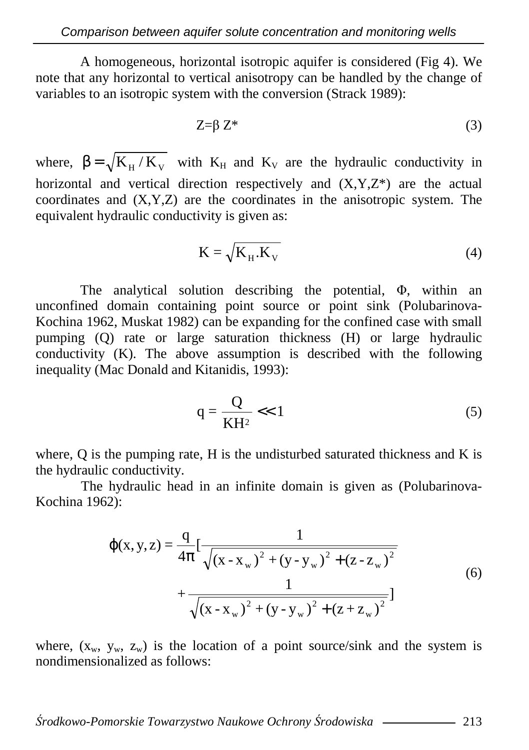A homogeneous, horizontal isotropic aquifer is considered (Fig 4). We note that any horizontal to vertical anisotropy can be handled by the change of variables to an isotropic system with the conversion (Strack 1989):

$$Z=\beta\, Z^* \tag{3}$$

where, $\beta = \sqrt{K_H / K_V}$ with $K_H$ and $K_V$ are the hydraulic conductivity in horizontal and vertical direction respectively and (X,Y,Z*) are the actual coordinates and (X,Y,Z) are the coordinates in the anisotropic system. The equivalent hydraulic conductivity is given as:

$$K = \sqrt{K_H . K_V} \tag{4}$$

The analytical solution describing the potential, $\Phi$, within an unconfined domain containing point source or point sink (Polubarinova-Kochina 1962, Muskat 1982) can be expanding for the confined case with small pumping (Q) rate or large saturation thickness (H) or large hydraulic conductivity (K). The above assumption is described with the following inequality (Mac Donald and Kitanidis, 1993):

$$q = \frac{Q}{KH^2} \ll 1 \tag{5}$$

where, Q is the pumping rate, H is the undisturbed saturated thickness and K is the hydraulic conductivity.

The hydraulic head in an infinite domain is given as (Polubarinova-Kochina 1962):

$$\varphi(x,y,z) = \frac{q}{4\pi}\left[\frac{1}{\sqrt{(x-x_w)^2+(y-y_w)^2+(z-z_w)^2}} + \frac{1}{\sqrt{(x-x_w)^2+(y-y_w)^2+(z+z_w)^2}}\right] \tag{6}$$

where, $(x_w, y_w, z_w)$ is the location of a point source/sink and the system is nondimensionalized as follows: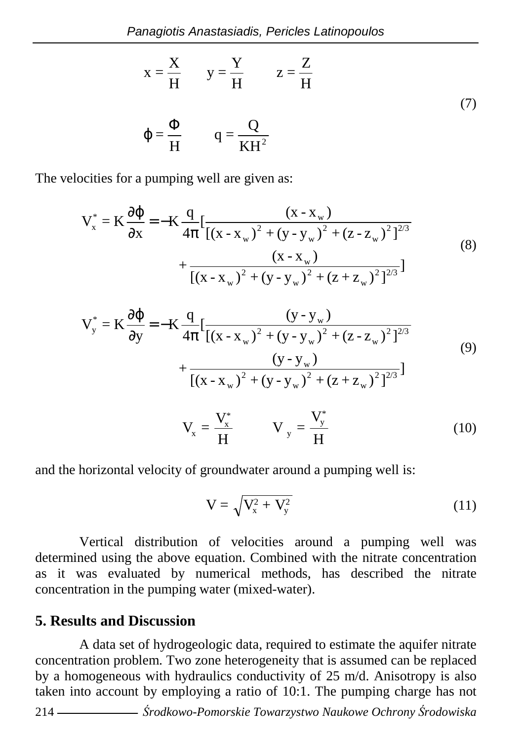$$x = \frac{X}{H} \qquad y = \frac{Y}{H} \qquad z = \frac{Z}{H}$$

$$\varphi = \frac{\Phi}{H} \qquad q = \frac{Q}{KH^2} \tag{7}$$

The velocities for a pumping well are given as:

$$V_x^* = K\frac{\partial \varphi}{\partial x} = -K\frac{q}{4\pi}\left[\frac{(x - x_w)}{[(x - x_w)^2 + (y - y_w)^2 + (z - z_w)^2]^{2/3}} + \frac{(x - x_w)}{[(x - x_w)^2 + (y - y_w)^2 + (z + z_w)^2]^{2/3}}\right] \tag{8}$$

$$V_y^* = K\frac{\partial \varphi}{\partial y} = -K\frac{q}{4\pi}\left[\frac{(y - y_w)}{[(x - x_w)^2 + (y - y_w)^2 + (z - z_w)^2]^{2/3}} + \frac{(y - y_w)}{[(x - x_w)^2 + (y - y_w)^2 + (z + z_w)^2]^{2/3}}\right] \tag{9}$$

$$V_x = \frac{V_x^*}{H} \qquad V_y = \frac{V_y^*}{H} \tag{10}$$

and the horizontal velocity of groundwater around a pumping well is:

$$V = \sqrt{V_x^2 + V_y^2} \tag{11}$$

Vertical distribution of velocities around a pumping well was determined using the above equation. Combined with the nitrate concentration as it was evaluated by numerical methods, has described the nitrate concentration in the pumping water (mixed-water).

## 5. Results and Discussion

A data set of hydrogeologic data, required to estimate the aquifer nitrate concentration problem. Two zone heterogeneity that is assumed can be replaced by a homogeneous with hydraulics conductivity of 25 m/d. Anisotropy is also taken into account by employing a ratio of 10:1. The pumping charge has not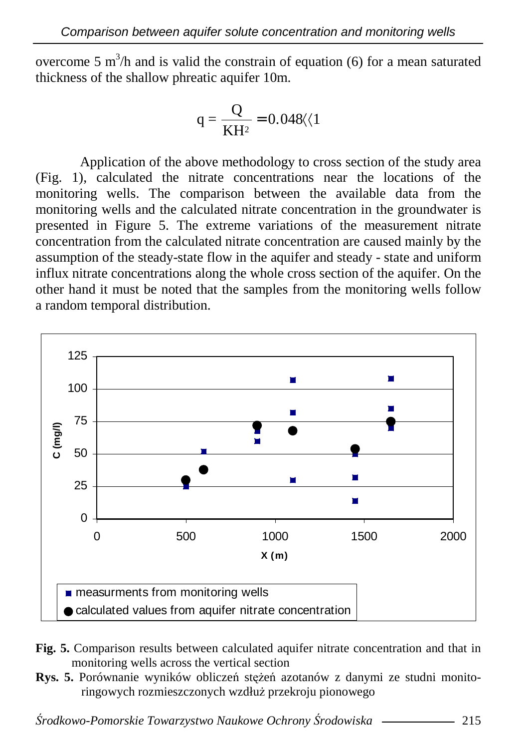overcome 5 $m^3$/h and is valid the constrain of equation (6) for a mean saturated thickness of the shallow phreatic aquifer 10m.

$$q = \frac{Q}{KH^2} = 0.048 \langle\langle 1$$

Application of the above methodology to cross section of the study area (Fig. 1), calculated the nitrate concentrations near the locations of the monitoring wells. The comparison between the available data from the monitoring wells and the calculated nitrate concentration in the groundwater is presented in Figure 5. The extreme variations of the measurement nitrate concentration from the calculated nitrate concentration are caused mainly by the assumption of the steady-state flow in the aquifer and steady - state and uniform influx nitrate concentrations along the whole cross section of the aquifer. On the other hand it must be noted that the samples from the monitoring wells follow a random temporal distribution.

**Fig. 5.** Comparison results between calculated aquifer nitrate concentration and that in monitoring wells across the vertical section

**Rys. 5.** Porównanie wyników obliczeń stężeń azotanów z danymi ze studni monitoringowych rozmieszczonych wzdłuż przekroju pionowego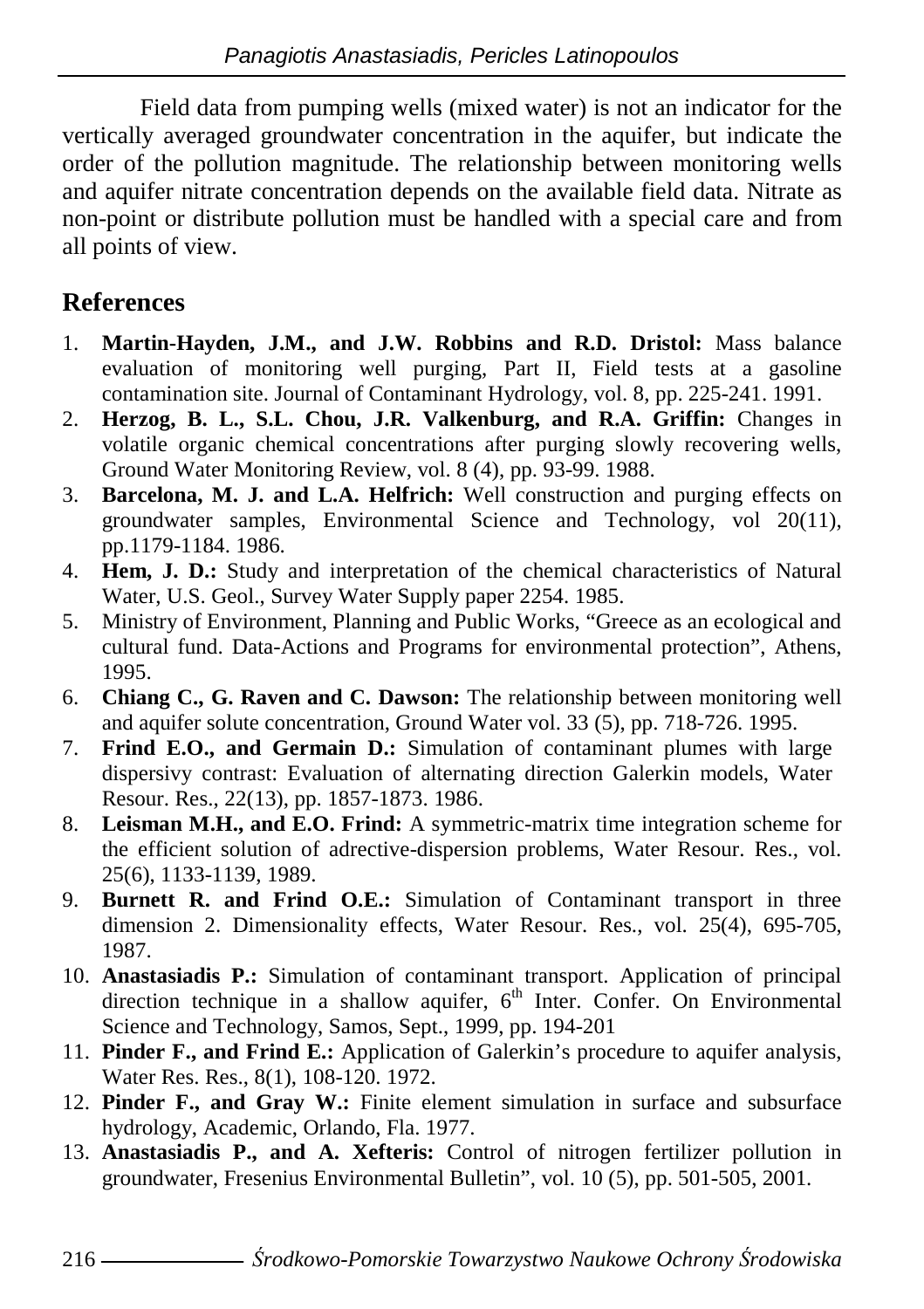Field data from pumping wells (mixed water) is not an indicator for the vertically averaged groundwater concentration in the aquifer, but indicate the order of the pollution magnitude. The relationship between monitoring wells and aquifer nitrate concentration depends on the available field data. Nitrate as non-point or distribute pollution must be handled with a special care and from all points of view.

## References

1. **Martin-Hayden, J.M., and J.W. Robbins and R.D. Dristol:** Mass balance evaluation of monitoring well purging, Part II, Field tests at a gasoline contamination site. Journal of Contaminant Hydrology, vol. 8, pp. 225-241. 1991.
2. **Herzog, B. L., S.L. Chou, J.R. Valkenburg, and R.A. Griffin:** Changes in volatile organic chemical concentrations after purging slowly recovering wells, Ground Water Monitoring Review, vol. 8 (4), pp. 93-99. 1988.
3. **Barcelona, M. J. and L.A. Helfrich:** Well construction and purging effects on groundwater samples, Environmental Science and Technology, vol 20(11), pp.1179-1184. 1986.
4. **Hem, J. D.:** Study and interpretation of the chemical characteristics of Natural Water, U.S. Geol., Survey Water Supply paper 2254. 1985.
5. Ministry of Environment, Planning and Public Works, "Greece as an ecological and cultural fund. Data-Actions and Programs for environmental protection", Athens, 1995.
6. **Chiang C., G. Raven and C. Dawson:** The relationship between monitoring well and aquifer solute concentration, Ground Water vol. 33 (5), pp. 718-726. 1995.
7. **Frind E.O., and Germain D.:** Simulation of contaminant plumes with large dispersivy contrast: Evaluation of alternating direction Galerkin models, Water Resour. Res., 22(13), pp. 1857-1873. 1986.
8. **Leisman M.H., and E.O. Frind:** A symmetric-matrix time integration scheme for the efficient solution of adrective-dispersion problems, Water Resour. Res., vol. 25(6), 1133-1139, 1989.
9. **Burnett R. and Frind O.E.:** Simulation of Contaminant transport in three dimension 2. Dimensionality effects, Water Resour. Res., vol. 25(4), 695-705, 1987.
10. **Anastasiadis P.:** Simulation of contaminant transport. Application of principal direction technique in a shallow aquifer, 6th Inter. Confer. On Environmental Science and Technology, Samos, Sept., 1999, pp. 194-201
11. **Pinder F., and Frind E.:** Application of Galerkin's procedure to aquifer analysis, Water Res. Res., 8(1), 108-120. 1972.
12. **Pinder F., and Gray W.:** Finite element simulation in surface and subsurface hydrology, Academic, Orlando, Fla. 1977.
13. **Anastasiadis P., and A. Xefteris:** Control of nitrogen fertilizer pollution in groundwater, Fresenius Environmental Bulletin", vol. 10 (5), pp. 501-505, 2001.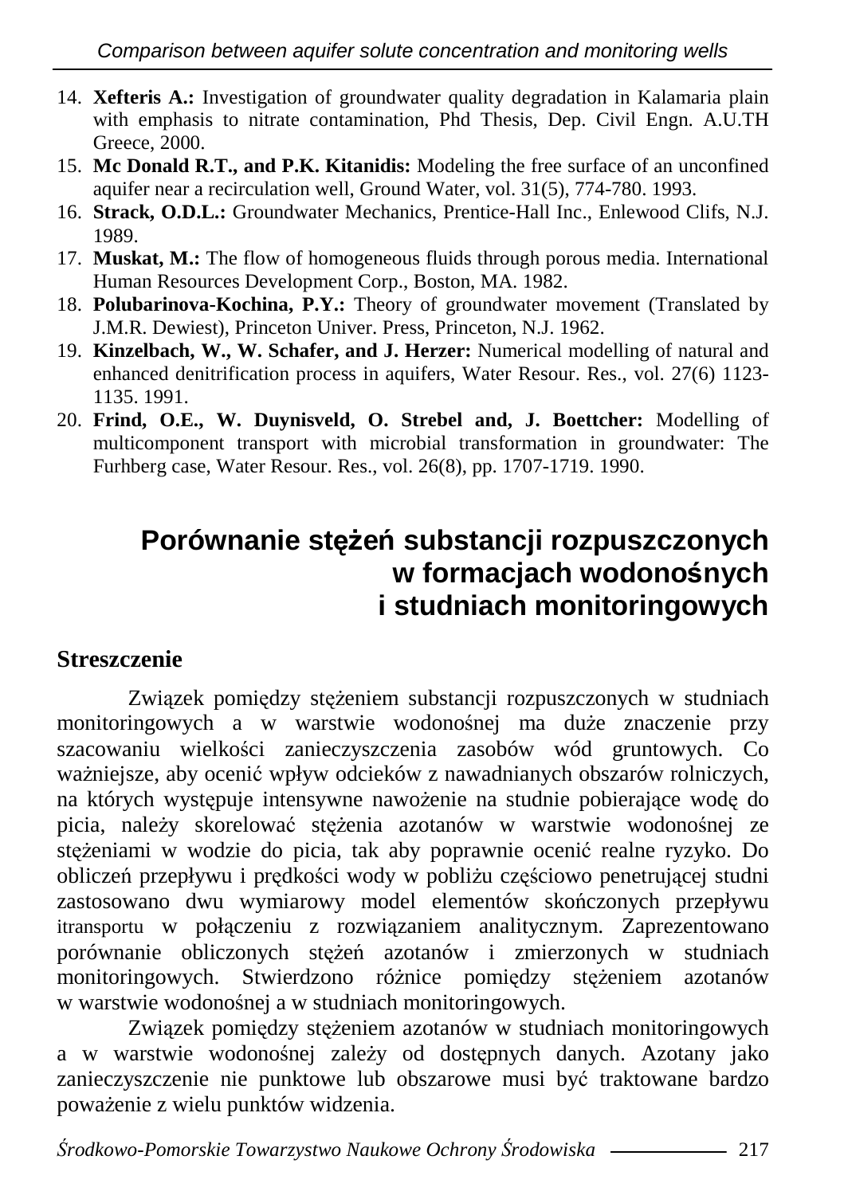14. **Xefteris A.:** Investigation of groundwater quality degradation in Kalamaria plain with emphasis to nitrate contamination, Phd Thesis, Dep. Civil Engn. A.U.TH Greece, 2000.
15. **Mc Donald R.T., and P.K. Kitanidis:** Modeling the free surface of an unconfined aquifer near a recirculation well, Ground Water, vol. 31(5), 774-780. 1993.
16. **Strack, O.D.L.:** Groundwater Mechanics, Prentice-Hall Inc., Enlewood Clifs, N.J. 1989.
17. **Muskat, M.:** The flow of homogeneous fluids through porous media. International Human Resources Development Corp., Boston, MA. 1982.
18. **Polubarinova-Kochina, P.Y.:** Theory of groundwater movement (Translated by J.M.R. Dewiest), Princeton Univer. Press, Princeton, N.J. 1962.
19. **Kinzelbach, W., W. Schafer, and J. Herzer:** Numerical modelling of natural and enhanced denitrification process in aquifers, Water Resour. Res., vol. 27(6) 1123-1135. 1991.
20. **Frind, O.E., W. Duynisveld, O. Strebel and, J. Boettcher:** Modelling of multicomponent transport with microbial transformation in groundwater: The Furhberg case, Water Resour. Res., vol. 26(8), pp. 1707-1719. 1990.

# Porównanie stężeń substancji rozpuszczonych w formacjach wodonośnych i studniach monitoringowych

## Streszczenie

Związek pomiędzy stężeniem substancji rozpuszczonych w studniach monitoringowych a w warstwie wodonośnej ma duże znaczenie przy szacowaniu wielkości zanieczyszczenia zasobów wód gruntowych. Co ważniejsze, aby ocenić wpływ odcieków z nawadnianych obszarów rolniczych, na których występuje intensywne nawożenie na studnie pobierające wodę do picia, należy skorelować stężenia azotanów w warstwie wodonośnej ze stężeniami w wodzie do picia, tak aby poprawnie ocenić realne ryzyko. Do obliczeń przepływu i prędkości wody w pobliżu częściowo penetrującej studni zastosowano dwu wymiarowy model elementów skończonych przepływu itransportu w połączeniu z rozwiązaniem analitycznym. Zaprezentowano porównanie obliczonych stężeń azotanów i zmierzonych w studniach monitoringowych. Stwierdzono różnice pomiędzy stężeniem azotanów w warstwie wodonośnej a w studniach monitoringowych.

Związek pomiędzy stężeniem azotanów w studniach monitoringowych a w warstwie wodonośnej zależy od dostępnych danych. Azotany jako zanieczyszczenie nie punktowe lub obszarowe musi być traktowane bardzo poważenie z wielu punktów widzenia.